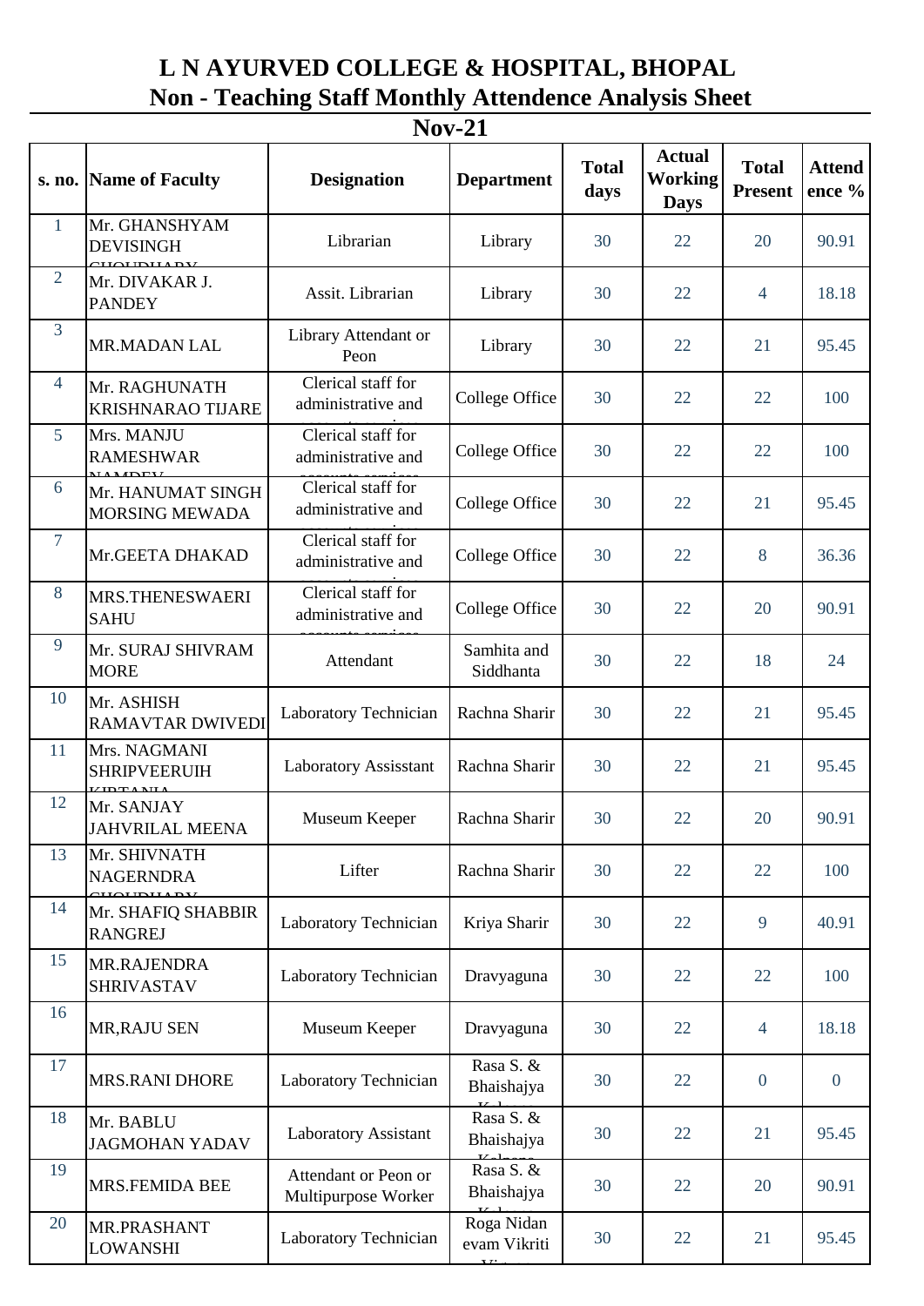# L N AYURVED COLLEGE & HOSPITAL, BHOPAL

## Non - Teaching Staff Monthly Attendence Analysis Sheet

## Nov-21

| s. no. | Name of Faculty | Designation | Department | Total days | Actual Working Days | Total Present | Attendence % |
|---|---|---|---|---|---|---|---|
| 1 | Mr. GHANSHYAM DEVISINGH CHOUDHARY | Librarian | Library | 30 | 22 | 20 | 90.91 |
| 2 | Mr. DIVAKAR J. PANDEY | Assit. Librarian | Library | 30 | 22 | 4 | 18.18 |
| 3 | MR.MADAN LAL | Library Attendant or Peon | Library | 30 | 22 | 21 | 95.45 |
| 4 | Mr. RAGHUNATH KRISHNARAO TIJARE | Clerical staff for administrative and accounts services | College Office | 30 | 22 | 22 | 100 |
| 5 | Mrs. MANJU RAMESHWAR NAMDEV | Clerical staff for administrative and accounts services | College Office | 30 | 22 | 22 | 100 |
| 6 | Mr. HANUMAT SINGH MORSING MEWADA | Clerical staff for administrative and accounts services | College Office | 30 | 22 | 21 | 95.45 |
| 7 | Mr.GEETA DHAKAD | Clerical staff for administrative and accounts services | College Office | 30 | 22 | 8 | 36.36 |
| 8 | MRS.THENESWAERI SAHU | Clerical staff for administrative and accounts services | College Office | 30 | 22 | 20 | 90.91 |
| 9 | Mr. SURAJ SHIVRAM MORE | Attendant | Samhita and Siddhanta | 30 | 22 | 18 | 24 |
| 10 | Mr. ASHISH RAMAVTAR DWIVEDI | Laboratory Technician | Rachna Sharir | 30 | 22 | 21 | 95.45 |
| 11 | Mrs. NAGMANI SHRIPVEERUIH KIRTANIA | Laboratory Assisstant | Rachna Sharir | 30 | 22 | 21 | 95.45 |
| 12 | Mr. SANJAY JAHVRILAL MEENA | Museum Keeper | Rachna Sharir | 30 | 22 | 20 | 90.91 |
| 13 | Mr. SHIVNATH NAGERNDRA CHOUDHARY | Lifter | Rachna Sharir | 30 | 22 | 22 | 100 |
| 14 | Mr. SHAFIQ SHABBIR RANGREJ | Laboratory Technician | Kriya Sharir | 30 | 22 | 9 | 40.91 |
| 15 | MR.RAJENDRA SHRIVASTAV | Laboratory Technician | Dravyaguna | 30 | 22 | 22 | 100 |
| 16 | MR,RAJU SEN | Museum Keeper | Dravyaguna | 30 | 22 | 4 | 18.18 |
| 17 | MRS.RANI DHORE | Laboratory Technician | Rasa S. & Bhaishajya Kalpana | 30 | 22 | 0 | 0 |
| 18 | Mr. BABLU JAGMOHAN YADAV | Laboratory Assistant | Rasa S. & Bhaishajya Kalpana | 30 | 22 | 21 | 95.45 |
| 19 | MRS.FEMIDA BEE | Attendant or Peon or Multipurpose Worker | Rasa S. & Bhaishajya Kalpana | 30 | 22 | 20 | 90.91 |
| 20 | MR.PRASHANT LOWANSHI | Laboratory Technician | Roga Nidan evam Vikriti Vigyan | 30 | 22 | 21 | 95.45 |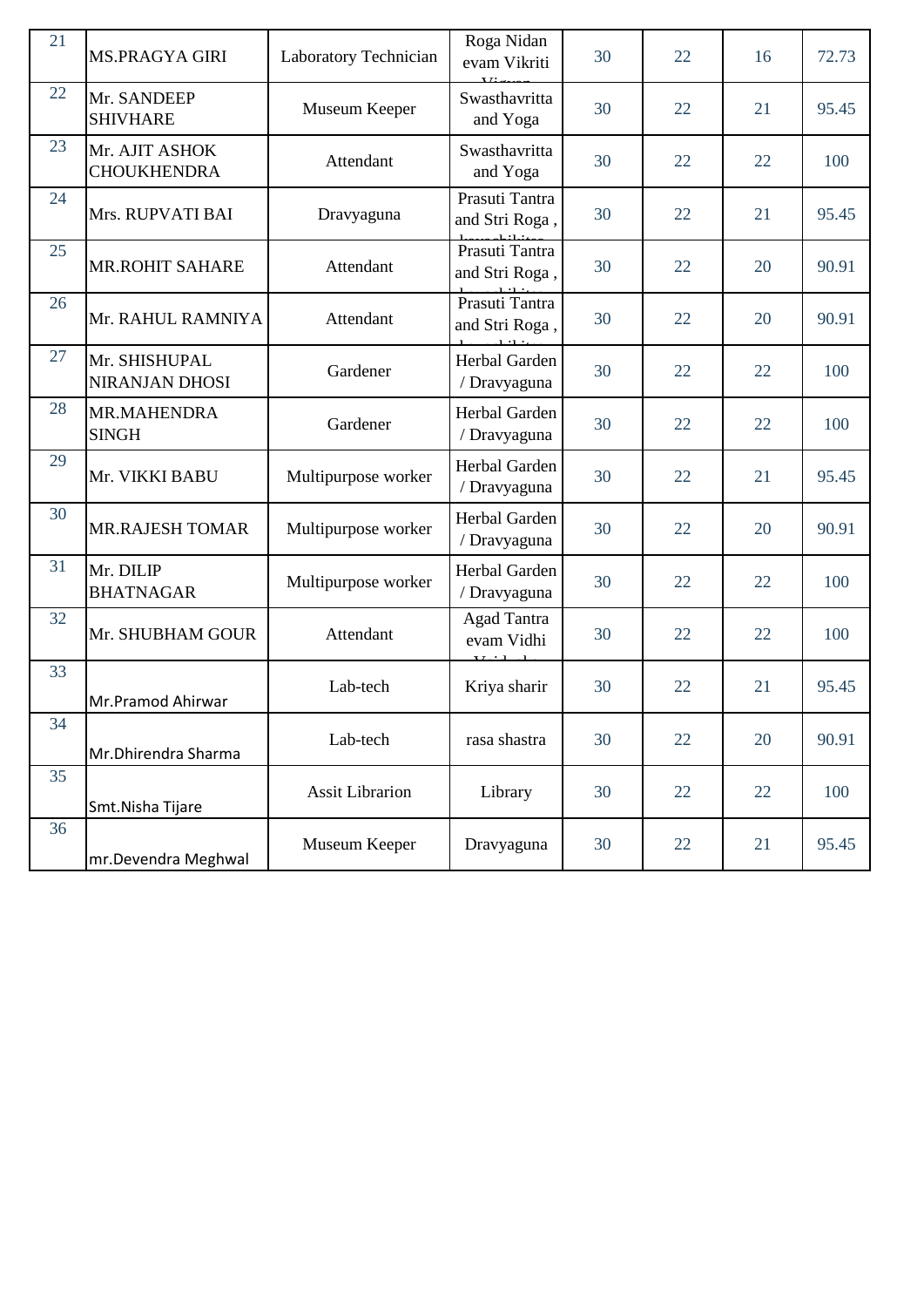| | | | | | | | |
|---|---|---|---|---|---|---|---|
| 21 | MS.PRAGYA GIRI | Laboratory Technician | Roga Nidan evam Vikriti Vigyan | 30 | 22 | 16 | 72.73 |
| 22 | Mr. SANDEEP SHIVHARE | Museum Keeper | Swasthavritta and Yoga | 30 | 22 | 21 | 95.45 |
| 23 | Mr. AJIT ASHOK CHOUKHENDRA | Attendant | Swasthavritta and Yoga | 30 | 22 | 22 | 100 |
| 24 | Mrs. RUPVATI BAI | Dravyaguna | Prasuti Tantra and Stri Roga , kaumarbhritya | 30 | 22 | 21 | 95.45 |
| 25 | MR.ROHIT SAHARE | Attendant | Prasuti Tantra and Stri Roga , kaumarbhritya | 30 | 22 | 20 | 90.91 |
| 26 | Mr. RAHUL RAMNIYA | Attendant | Prasuti Tantra and Stri Roga , kaumarbhritya | 30 | 22 | 20 | 90.91 |
| 27 | Mr. SHISHUPAL NIRANJAN DHOSI | Gardener | Herbal Garden / Dravyaguna | 30 | 22 | 22 | 100 |
| 28 | MR.MAHENDRA SINGH | Gardener | Herbal Garden / Dravyaguna | 30 | 22 | 22 | 100 |
| 29 | Mr. VIKKI BABU | Multipurpose worker | Herbal Garden / Dravyaguna | 30 | 22 | 21 | 95.45 |
| 30 | MR.RAJESH TOMAR | Multipurpose worker | Herbal Garden / Dravyaguna | 30 | 22 | 20 | 90.91 |
| 31 | Mr. DILIP BHATNAGAR | Multipurpose worker | Herbal Garden / Dravyaguna | 30 | 22 | 22 | 100 |
| 32 | Mr. SHUBHAM GOUR | Attendant | Agad Tantra evam Vidhi Vaidyak | 30 | 22 | 22 | 100 |
| 33 | Mr.Pramod Ahirwar | Lab-tech | Kriya sharir | 30 | 22 | 21 | 95.45 |
| 34 | Mr.Dhirendra Sharma | Lab-tech | rasa shastra | 30 | 22 | 20 | 90.91 |
| 35 | Smt.Nisha Tijare | Assit Librarion | Library | 30 | 22 | 22 | 100 |
| 36 | mr.Devendra Meghwal | Museum Keeper | Dravyaguna | 30 | 22 | 21 | 95.45 |